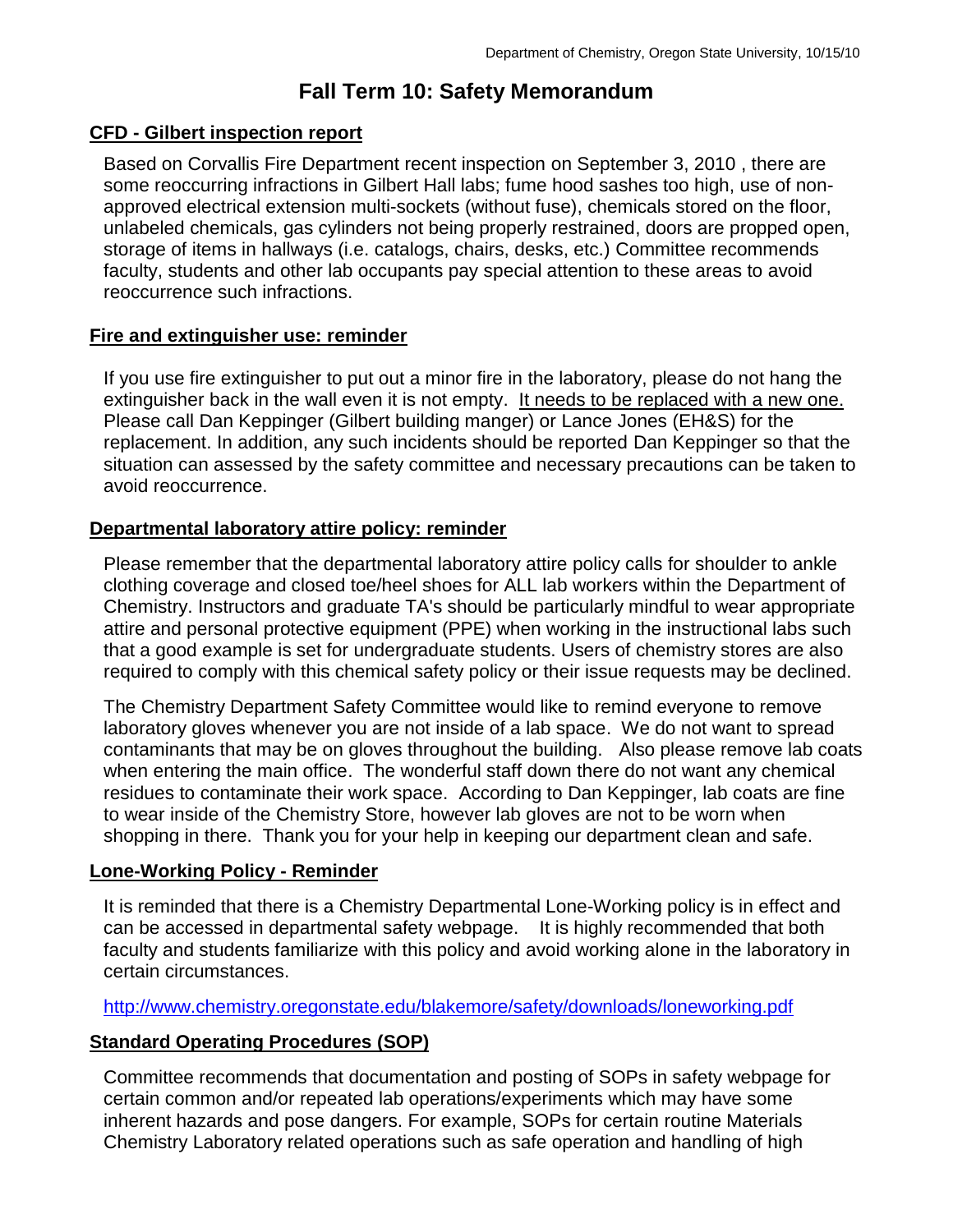Department of Chemistry, Oregon State University, 10/15/10

# Fall Term 10: Safety Memorandum

## CFD - Gilbert inspection report

Based on Corvallis Fire Department recent inspection on September 3, 2010 , there are some reoccurring infractions in Gilbert Hall labs; fume hood sashes too high, use of non-approved electrical extension multi-sockets (without fuse), chemicals stored on the floor, unlabeled chemicals, gas cylinders not being properly restrained, doors are propped open, storage of items in hallways (i.e. catalogs, chairs, desks, etc.) Committee recommends faculty, students and other lab occupants pay special attention to these areas to avoid reoccurrence such infractions.

## Fire and extinguisher use: reminder

If you use fire extinguisher to put out a minor fire in the laboratory, please do not hang the extinguisher back in the wall even it is not empty. It needs to be replaced with a new one. Please call Dan Keppinger (Gilbert building manger) or Lance Jones (EH&S) for the replacement. In addition, any such incidents should be reported Dan Keppinger so that the situation can assessed by the safety committee and necessary precautions can be taken to avoid reoccurrence.

## Departmental laboratory attire policy: reminder

Please remember that the departmental laboratory attire policy calls for shoulder to ankle clothing coverage and closed toe/heel shoes for ALL lab workers within the Department of Chemistry. Instructors and graduate TA's should be particularly mindful to wear appropriate attire and personal protective equipment (PPE) when working in the instructional labs such that a good example is set for undergraduate students. Users of chemistry stores are also required to comply with this chemical safety policy or their issue requests may be declined.

The Chemistry Department Safety Committee would like to remind everyone to remove laboratory gloves whenever you are not inside of a lab space. We do not want to spread contaminants that may be on gloves throughout the building. Also please remove lab coats when entering the main office. The wonderful staff down there do not want any chemical residues to contaminate their work space. According to Dan Keppinger, lab coats are fine to wear inside of the Chemistry Store, however lab gloves are not to be worn when shopping in there. Thank you for your help in keeping our department clean and safe.

## Lone-Working Policy - Reminder

It is reminded that there is a Chemistry Departmental Lone-Working policy is in effect and can be accessed in departmental safety webpage. It is highly recommended that both faculty and students familiarize with this policy and avoid working alone in the laboratory in certain circumstances.

http://www.chemistry.oregonstate.edu/blakemore/safety/downloads/loneworking.pdf

## Standard Operating Procedures (SOP)

Committee recommends that documentation and posting of SOPs in safety webpage for certain common and/or repeated lab operations/experiments which may have some inherent hazards and pose dangers. For example, SOPs for certain routine Materials Chemistry Laboratory related operations such as safe operation and handling of high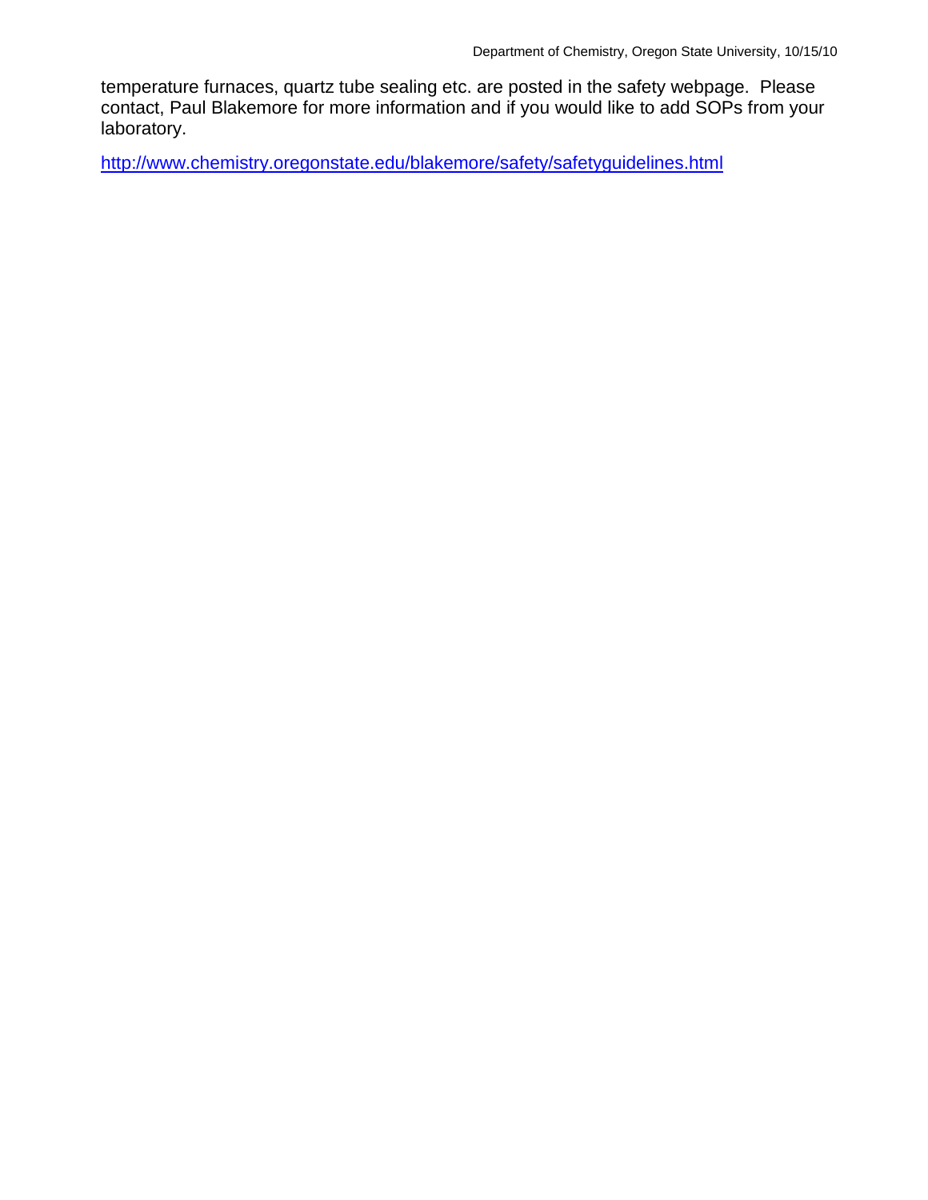temperature furnaces, quartz tube sealing etc. are posted in the safety webpage. Please contact, Paul Blakemore for more information and if you would like to add SOPs from your laboratory.

http://www.chemistry.oregonstate.edu/blakemore/safety/safetyguidelines.html